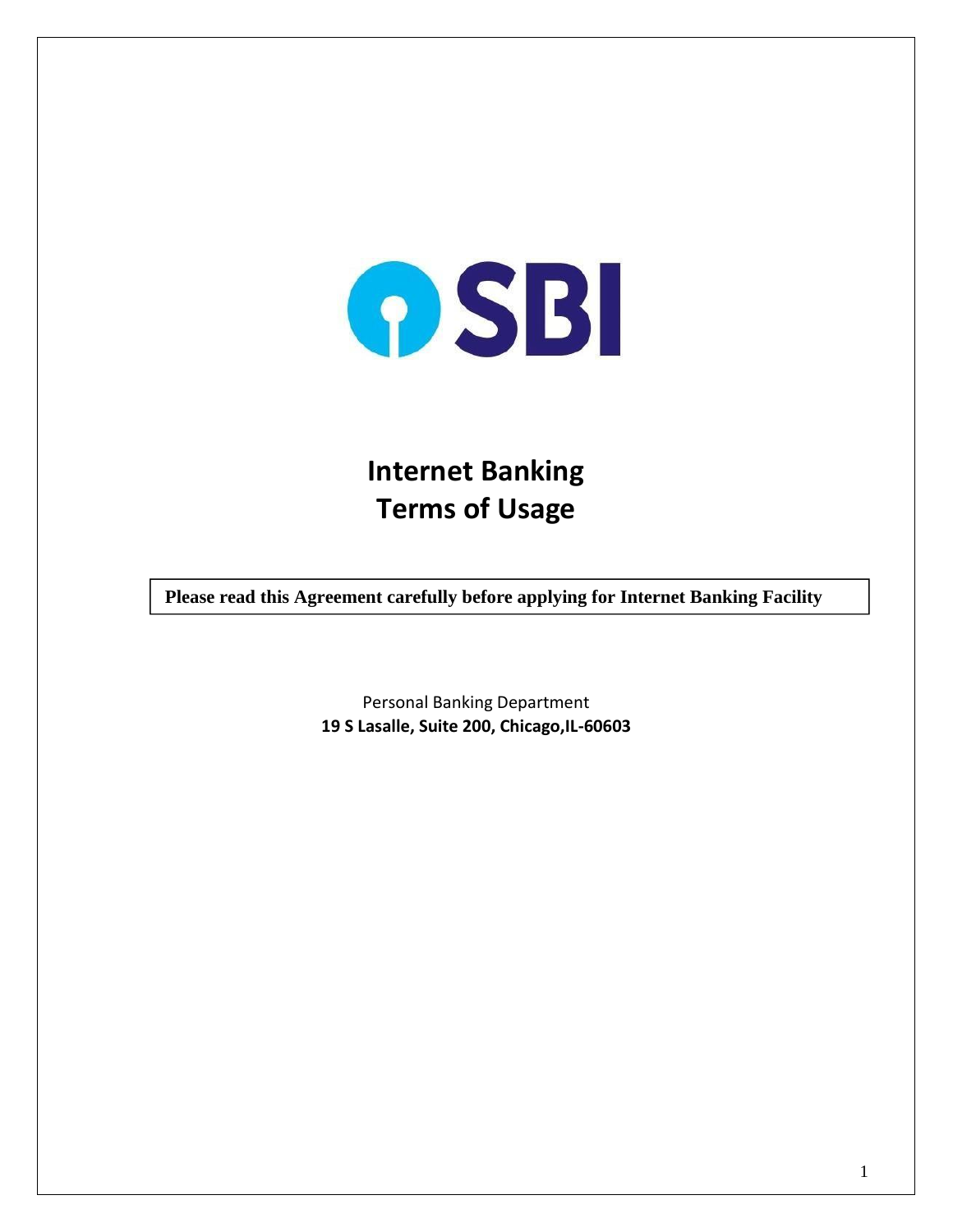SBI

# Internet Banking
# Terms of Usage

**Please read this Agreement carefully before applying for Internet Banking Facility**

Personal Banking Department
**19 S Lasalle, Suite 200, Chicago,IL-60603**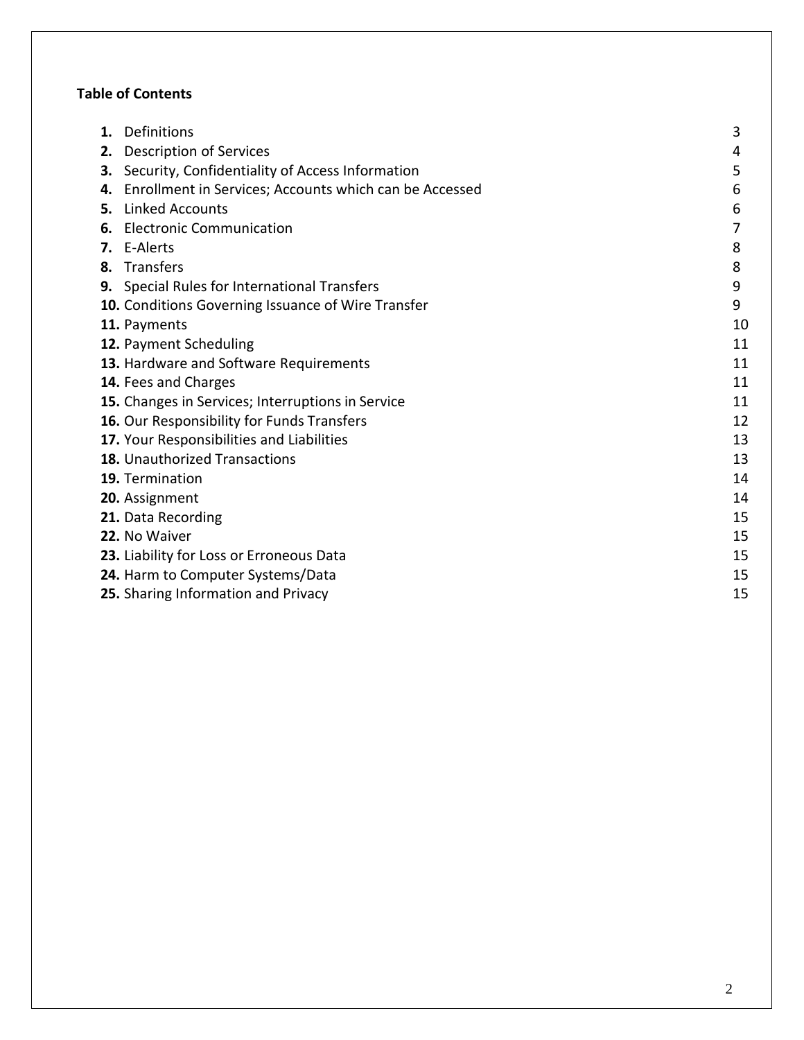**Table of Contents**

| | | |
|---|---|---|
| **1.** | Definitions | 3 |
| **2.** | Description of Services | 4 |
| **3.** | Security, Confidentiality of Access Information | 5 |
| **4.** | Enrollment in Services; Accounts which can be Accessed | 6 |
| **5.** | Linked Accounts | 6 |
| **6.** | Electronic Communication | 7 |
| **7.** | E-Alerts | 8 |
| **8.** | Transfers | 8 |
| **9.** | Special Rules for International Transfers | 9 |
| **10.** | Conditions Governing Issuance of Wire Transfer | 9 |
| **11.** | Payments | 10 |
| **12.** | Payment Scheduling | 11 |
| **13.** | Hardware and Software Requirements | 11 |
| **14.** | Fees and Charges | 11 |
| **15.** | Changes in Services; Interruptions in Service | 11 |
| **16.** | Our Responsibility for Funds Transfers | 12 |
| **17.** | Your Responsibilities and Liabilities | 13 |
| **18.** | Unauthorized Transactions | 13 |
| **19.** | Termination | 14 |
| **20.** | Assignment | 14 |
| **21.** | Data Recording | 15 |
| **22.** | No Waiver | 15 |
| **23.** | Liability for Loss or Erroneous Data | 15 |
| **24.** | Harm to Computer Systems/Data | 15 |
| **25.** | Sharing Information and Privacy | 15 |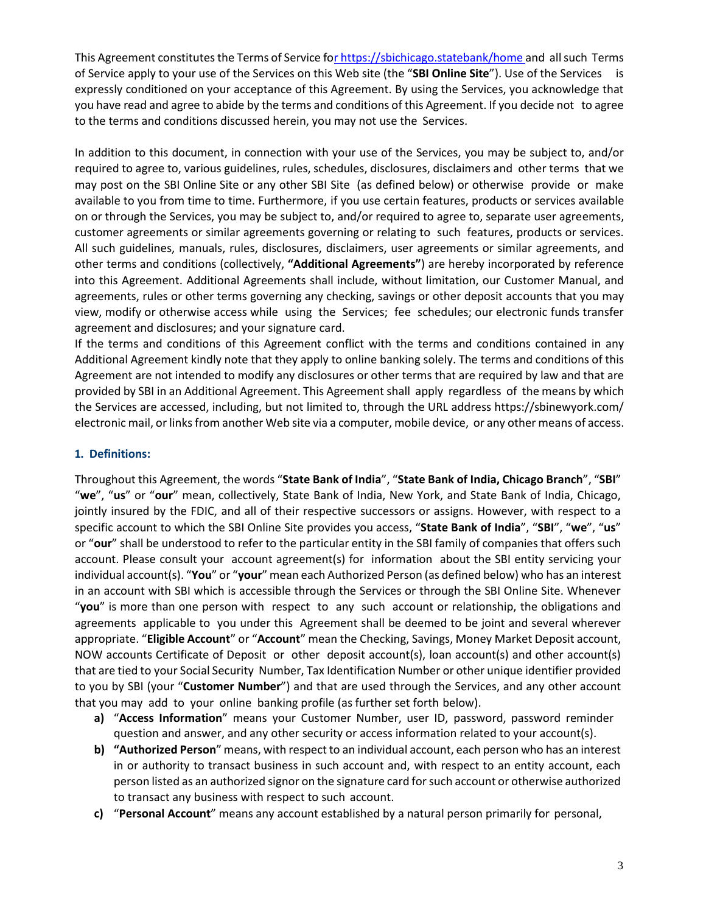This Agreement constitutes the Terms of Service for https://sbichicago.statebank/home and all such Terms of Service apply to your use of the Services on this Web site (the "**SBI Online Site**"). Use of the Services is expressly conditioned on your acceptance of this Agreement. By using the Services, you acknowledge that you have read and agree to abide by the terms and conditions of this Agreement. If you decide not to agree to the terms and conditions discussed herein, you may not use the Services.

In addition to this document, in connection with your use of the Services, you may be subject to, and/or required to agree to, various guidelines, rules, schedules, disclosures, disclaimers and other terms that we may post on the SBI Online Site or any other SBI Site (as defined below) or otherwise provide or make available to you from time to time. Furthermore, if you use certain features, products or services available on or through the Services, you may be subject to, and/or required to agree to, separate user agreements, customer agreements or similar agreements governing or relating to such features, products or services. All such guidelines, manuals, rules, disclosures, disclaimers, user agreements or similar agreements, and other terms and conditions (collectively, **"Additional Agreements"**) are hereby incorporated by reference into this Agreement. Additional Agreements shall include, without limitation, our Customer Manual, and agreements, rules or other terms governing any checking, savings or other deposit accounts that you may view, modify or otherwise access while using the Services; fee schedules; our electronic funds transfer agreement and disclosures; and your signature card.
If the terms and conditions of this Agreement conflict with the terms and conditions contained in any Additional Agreement kindly note that they apply to online banking solely. The terms and conditions of this Agreement are not intended to modify any disclosures or other terms that are required by law and that are provided by SBI in an Additional Agreement. This Agreement shall apply regardless of the means by which the Services are accessed, including, but not limited to, through the URL address https://sbinewyork.com/ electronic mail, or links from another Web site via a computer, mobile device, or any other means of access.

### 1. Definitions:

Throughout this Agreement, the words "**State Bank of India**", "**State Bank of India, Chicago Branch**", "**SBI**" "**we**", "**us**" or "**our**" mean, collectively, State Bank of India, New York, and State Bank of India, Chicago, jointly insured by the FDIC, and all of their respective successors or assigns. However, with respect to a specific account to which the SBI Online Site provides you access, "**State Bank of India**", "**SBI**", "**we**", "**us**" or "**our**" shall be understood to refer to the particular entity in the SBI family of companies that offers such account. Please consult your account agreement(s) for information about the SBI entity servicing your individual account(s). "**You**" or "**your**" mean each Authorized Person (as defined below) who has an interest in an account with SBI which is accessible through the Services or through the SBI Online Site. Whenever "**you**" is more than one person with respect to any such account or relationship, the obligations and agreements applicable to you under this Agreement shall be deemed to be joint and several wherever appropriate. "**Eligible Account**" or "**Account**" mean the Checking, Savings, Money Market Deposit account, NOW accounts Certificate of Deposit or other deposit account(s), loan account(s) and other account(s) that are tied to your Social Security Number, Tax Identification Number or other unique identifier provided to you by SBI (your "**Customer Number**") and that are used through the Services, and any other account that you may add to your online banking profile (as further set forth below).

a) "**Access Information**" means your Customer Number, user ID, password, password reminder question and answer, and any other security or access information related to your account(s).
b) **"Authorized Person**" means, with respect to an individual account, each person who has an interest in or authority to transact business in such account and, with respect to an entity account, each person listed as an authorized signor on the signature card for such account or otherwise authorized to transact any business with respect to such account.
c) "**Personal Account**" means any account established by a natural person primarily for personal,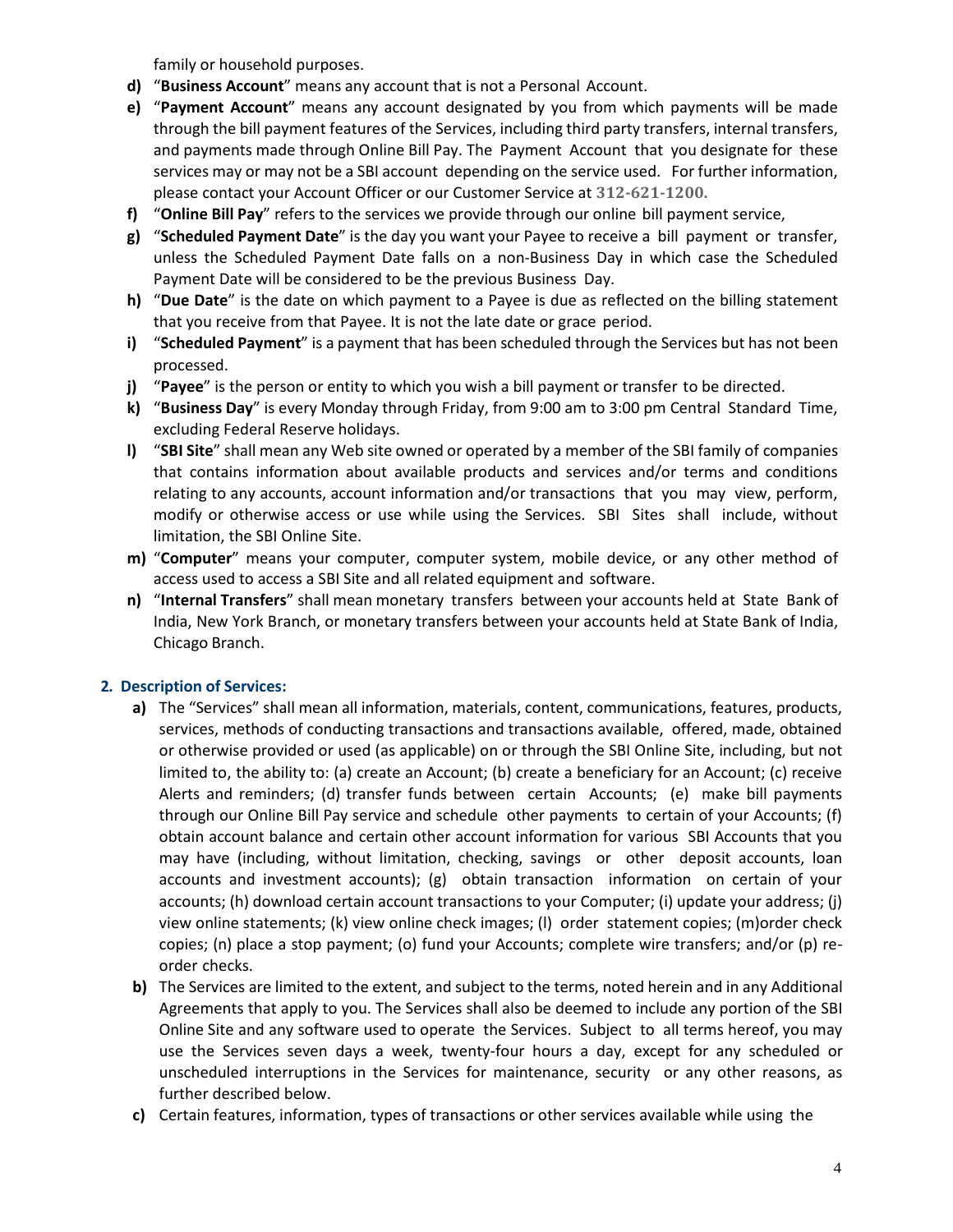family or household purposes.

- **d)** "**Business Account**" means any account that is not a Personal Account.
- **e)** "**Payment Account**" means any account designated by you from which payments will be made through the bill payment features of the Services, including third party transfers, internal transfers, and payments made through Online Bill Pay. The Payment Account that you designate for these services may or may not be a SBI account depending on the service used. For further information, please contact your Account Officer or our Customer Service at **312-621-1200.**
- **f)** "**Online Bill Pay**" refers to the services we provide through our online bill payment service,
- **g)** "**Scheduled Payment Date**" is the day you want your Payee to receive a bill payment or transfer, unless the Scheduled Payment Date falls on a non-Business Day in which case the Scheduled Payment Date will be considered to be the previous Business Day.
- **h)** "**Due Date**" is the date on which payment to a Payee is due as reflected on the billing statement that you receive from that Payee. It is not the late date or grace period.
- **i)** "**Scheduled Payment**" is a payment that has been scheduled through the Services but has not been processed.
- **j)** "**Payee**" is the person or entity to which you wish a bill payment or transfer to be directed.
- **k)** "**Business Day**" is every Monday through Friday, from 9:00 am to 3:00 pm Central Standard Time, excluding Federal Reserve holidays.
- **l)** "**SBI Site**" shall mean any Web site owned or operated by a member of the SBI family of companies that contains information about available products and services and/or terms and conditions relating to any accounts, account information and/or transactions that you may view, perform, modify or otherwise access or use while using the Services. SBI Sites shall include, without limitation, the SBI Online Site.
- **m)** "**Computer**" means your computer, computer system, mobile device, or any other method of access used to access a SBI Site and all related equipment and software.
- **n)** "**Internal Transfers**" shall mean monetary transfers between your accounts held at State Bank of India, New York Branch, or monetary transfers between your accounts held at State Bank of India, Chicago Branch.

## 2. Description of Services:

- **a)** The "Services" shall mean all information, materials, content, communications, features, products, services, methods of conducting transactions and transactions available, offered, made, obtained or otherwise provided or used (as applicable) on or through the SBI Online Site, including, but not limited to, the ability to: (a) create an Account; (b) create a beneficiary for an Account; (c) receive Alerts and reminders; (d) transfer funds between certain Accounts; (e) make bill payments through our Online Bill Pay service and schedule other payments to certain of your Accounts; (f) obtain account balance and certain other account information for various SBI Accounts that you may have (including, without limitation, checking, savings or other deposit accounts, loan accounts and investment accounts); (g) obtain transaction information on certain of your accounts; (h) download certain account transactions to your Computer; (i) update your address; (j) view online statements; (k) view online check images; (l) order statement copies; (m)order check copies; (n) place a stop payment; (o) fund your Accounts; complete wire transfers; and/or (p) re-order checks.
- **b)** The Services are limited to the extent, and subject to the terms, noted herein and in any Additional Agreements that apply to you. The Services shall also be deemed to include any portion of the SBI Online Site and any software used to operate the Services. Subject to all terms hereof, you may use the Services seven days a week, twenty-four hours a day, except for any scheduled or unscheduled interruptions in the Services for maintenance, security or any other reasons, as further described below.
- **c)** Certain features, information, types of transactions or other services available while using the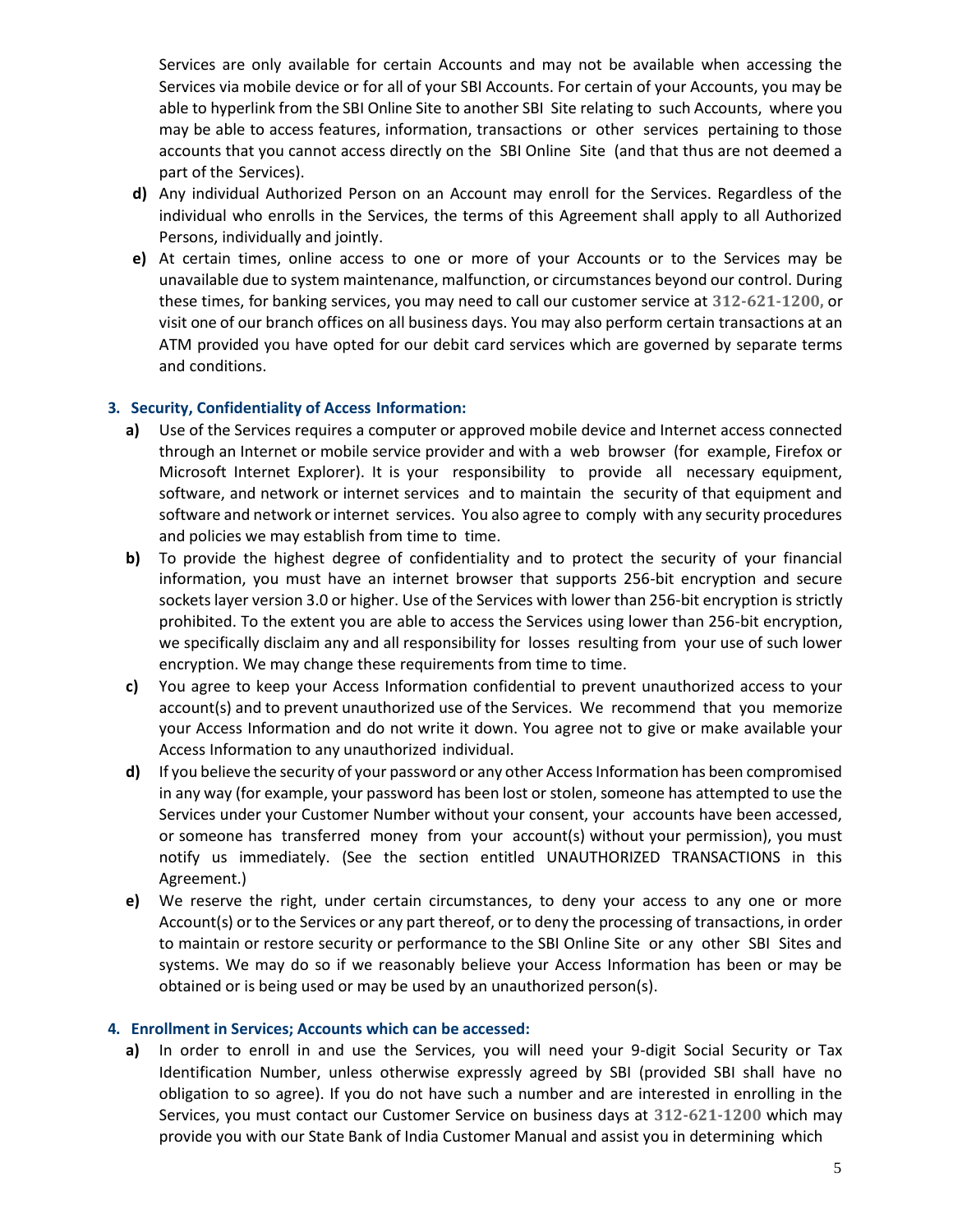Services are only available for certain Accounts and may not be available when accessing the Services via mobile device or for all of your SBI Accounts. For certain of your Accounts, you may be able to hyperlink from the SBI Online Site to another SBI Site relating to such Accounts, where you may be able to access features, information, transactions or other services pertaining to those accounts that you cannot access directly on the SBI Online Site (and that thus are not deemed a part of the Services).

**d)** Any individual Authorized Person on an Account may enroll for the Services. Regardless of the individual who enrolls in the Services, the terms of this Agreement shall apply to all Authorized Persons, individually and jointly.

**e)** At certain times, online access to one or more of your Accounts or to the Services may be unavailable due to system maintenance, malfunction, or circumstances beyond our control. During these times, for banking services, you may need to call our customer service at **312-621-1200**, or visit one of our branch offices on all business days. You may also perform certain transactions at an ATM provided you have opted for our debit card services which are governed by separate terms and conditions.

### 3. Security, Confidentiality of Access Information:

**a)** Use of the Services requires a computer or approved mobile device and Internet access connected through an Internet or mobile service provider and with a web browser (for example, Firefox or Microsoft Internet Explorer). It is your responsibility to provide all necessary equipment, software, and network or internet services and to maintain the security of that equipment and software and network or internet services. You also agree to comply with any security procedures and policies we may establish from time to time.

**b)** To provide the highest degree of confidentiality and to protect the security of your financial information, you must have an internet browser that supports 256-bit encryption and secure sockets layer version 3.0 or higher. Use of the Services with lower than 256-bit encryption is strictly prohibited. To the extent you are able to access the Services using lower than 256-bit encryption, we specifically disclaim any and all responsibility for losses resulting from your use of such lower encryption. We may change these requirements from time to time.

**c)** You agree to keep your Access Information confidential to prevent unauthorized access to your account(s) and to prevent unauthorized use of the Services. We recommend that you memorize your Access Information and do not write it down. You agree not to give or make available your Access Information to any unauthorized individual.

**d)** If you believe the security of your password or any other Access Information has been compromised in any way (for example, your password has been lost or stolen, someone has attempted to use the Services under your Customer Number without your consent, your accounts have been accessed, or someone has transferred money from your account(s) without your permission), you must notify us immediately. (See the section entitled UNAUTHORIZED TRANSACTIONS in this Agreement.)

**e)** We reserve the right, under certain circumstances, to deny your access to any one or more Account(s) or to the Services or any part thereof, or to deny the processing of transactions, in order to maintain or restore security or performance to the SBI Online Site or any other SBI Sites and systems. We may do so if we reasonably believe your Access Information has been or may be obtained or is being used or may be used by an unauthorized person(s).

### 4. Enrollment in Services; Accounts which can be accessed:

**a)** In order to enroll in and use the Services, you will need your 9-digit Social Security or Tax Identification Number, unless otherwise expressly agreed by SBI (provided SBI shall have no obligation to so agree). If you do not have such a number and are interested in enrolling in the Services, you must contact our Customer Service on business days at **312-621-1200** which may provide you with our State Bank of India Customer Manual and assist you in determining which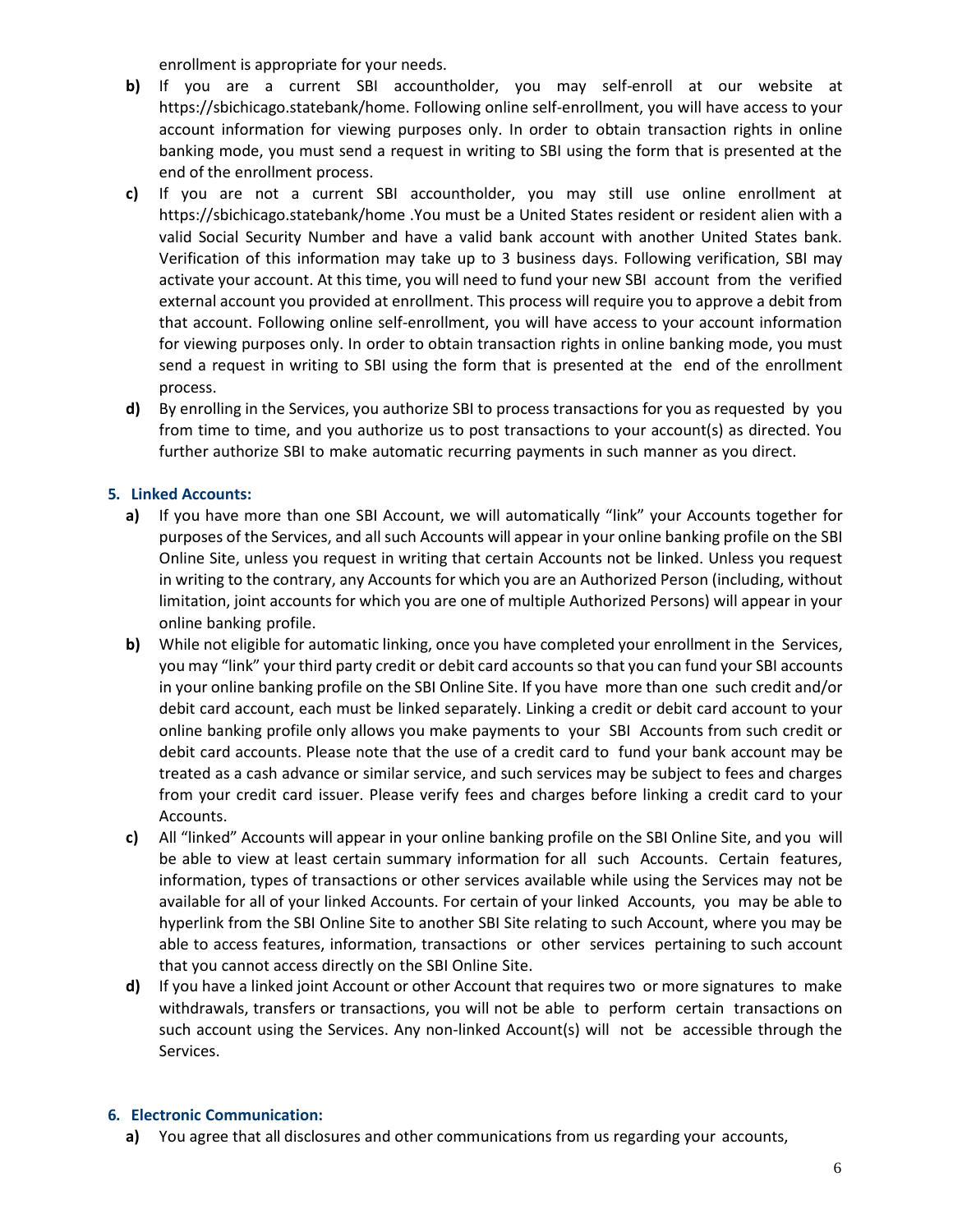enrollment is appropriate for your needs.

- **b)** If you are a current SBI accountholder, you may self-enroll at our website at https://sbichicago.statebank/home. Following online self-enrollment, you will have access to your account information for viewing purposes only. In order to obtain transaction rights in online banking mode, you must send a request in writing to SBI using the form that is presented at the end of the enrollment process.
- **c)** If you are not a current SBI accountholder, you may still use online enrollment at https://sbichicago.statebank/home .You must be a United States resident or resident alien with a valid Social Security Number and have a valid bank account with another United States bank. Verification of this information may take up to 3 business days. Following verification, SBI may activate your account. At this time, you will need to fund your new SBI account from the verified external account you provided at enrollment. This process will require you to approve a debit from that account. Following online self-enrollment, you will have access to your account information for viewing purposes only. In order to obtain transaction rights in online banking mode, you must send a request in writing to SBI using the form that is presented at the end of the enrollment process.
- **d)** By enrolling in the Services, you authorize SBI to process transactions for you as requested by you from time to time, and you authorize us to post transactions to your account(s) as directed. You further authorize SBI to make automatic recurring payments in such manner as you direct.

### 5. Linked Accounts:

- **a)** If you have more than one SBI Account, we will automatically "link" your Accounts together for purposes of the Services, and all such Accounts will appear in your online banking profile on the SBI Online Site, unless you request in writing that certain Accounts not be linked. Unless you request in writing to the contrary, any Accounts for which you are an Authorized Person (including, without limitation, joint accounts for which you are one of multiple Authorized Persons) will appear in your online banking profile.
- **b)** While not eligible for automatic linking, once you have completed your enrollment in the Services, you may "link" your third party credit or debit card accounts so that you can fund your SBI accounts in your online banking profile on the SBI Online Site. If you have more than one such credit and/or debit card account, each must be linked separately. Linking a credit or debit card account to your online banking profile only allows you make payments to your SBI Accounts from such credit or debit card accounts. Please note that the use of a credit card to fund your bank account may be treated as a cash advance or similar service, and such services may be subject to fees and charges from your credit card issuer. Please verify fees and charges before linking a credit card to your Accounts.
- **c)** All "linked" Accounts will appear in your online banking profile on the SBI Online Site, and you will be able to view at least certain summary information for all such Accounts. Certain features, information, types of transactions or other services available while using the Services may not be available for all of your linked Accounts. For certain of your linked Accounts, you may be able to hyperlink from the SBI Online Site to another SBI Site relating to such Account, where you may be able to access features, information, transactions or other services pertaining to such account that you cannot access directly on the SBI Online Site.
- **d)** If you have a linked joint Account or other Account that requires two or more signatures to make withdrawals, transfers or transactions, you will not be able to perform certain transactions on such account using the Services. Any non-linked Account(s) will not be accessible through the Services.

### 6. Electronic Communication:

- **a)** You agree that all disclosures and other communications from us regarding your accounts,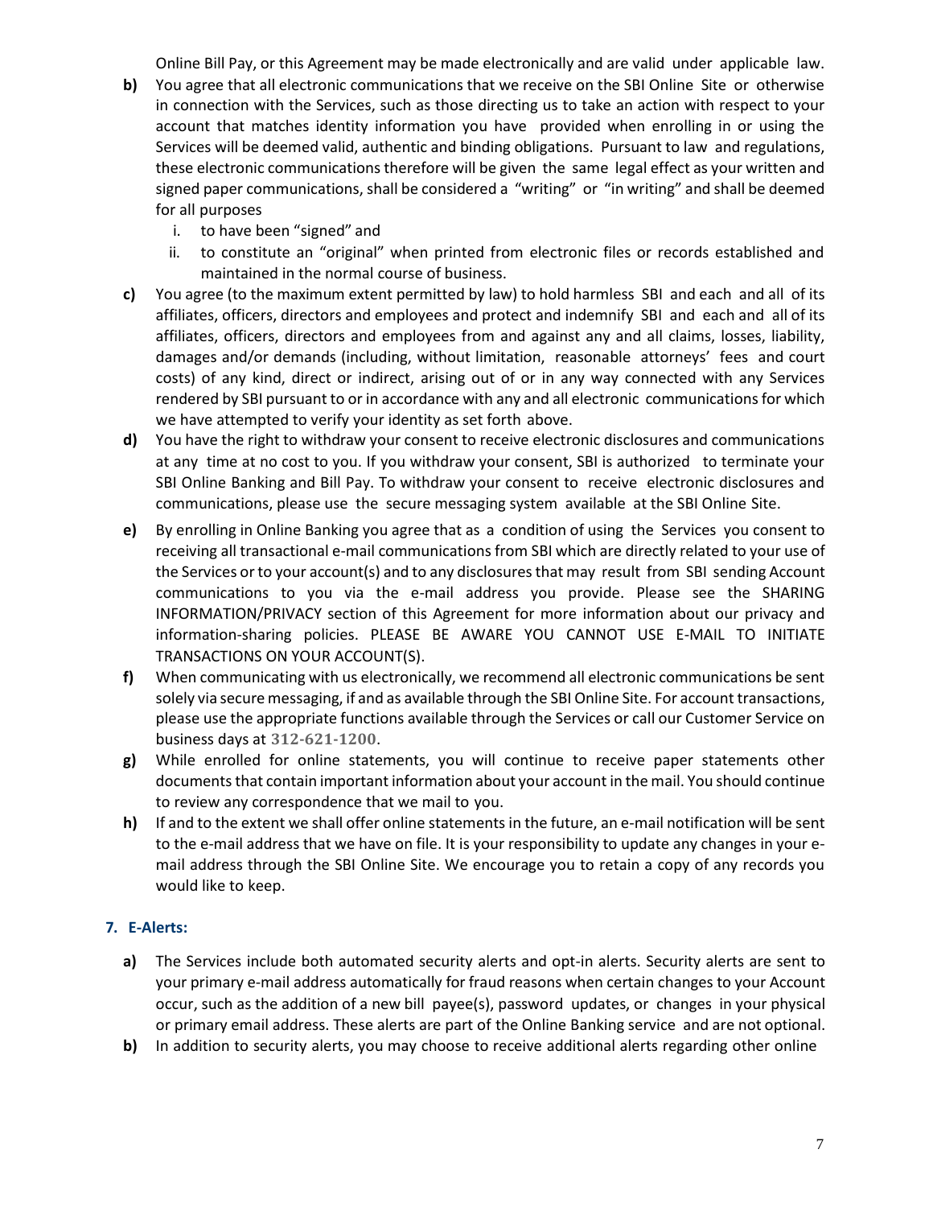Online Bill Pay, or this Agreement may be made electronically and are valid under applicable law.

**b)** You agree that all electronic communications that we receive on the SBI Online Site or otherwise in connection with the Services, such as those directing us to take an action with respect to your account that matches identity information you have provided when enrolling in or using the Services will be deemed valid, authentic and binding obligations. Pursuant to law and regulations, these electronic communications therefore will be given the same legal effect as your written and signed paper communications, shall be considered a "writing" or "in writing" and shall be deemed for all purposes

   i. to have been "signed" and

   ii. to constitute an "original" when printed from electronic files or records established and maintained in the normal course of business.

**c)** You agree (to the maximum extent permitted by law) to hold harmless SBI and each and all of its affiliates, officers, directors and employees and protect and indemnify SBI and each and all of its affiliates, officers, directors and employees from and against any and all claims, losses, liability, damages and/or demands (including, without limitation, reasonable attorneys' fees and court costs) of any kind, direct or indirect, arising out of or in any way connected with any Services rendered by SBI pursuant to or in accordance with any and all electronic communications for which we have attempted to verify your identity as set forth above.

**d)** You have the right to withdraw your consent to receive electronic disclosures and communications at any time at no cost to you. If you withdraw your consent, SBI is authorized to terminate your SBI Online Banking and Bill Pay. To withdraw your consent to receive electronic disclosures and communications, please use the secure messaging system available at the SBI Online Site.

**e)** By enrolling in Online Banking you agree that as a condition of using the Services you consent to receiving all transactional e-mail communications from SBI which are directly related to your use of the Services or to your account(s) and to any disclosures that may result from SBI sending Account communications to you via the e-mail address you provide. Please see the SHARING INFORMATION/PRIVACY section of this Agreement for more information about our privacy and information-sharing policies. PLEASE BE AWARE YOU CANNOT USE E-MAIL TO INITIATE TRANSACTIONS ON YOUR ACCOUNT(S).

**f)** When communicating with us electronically, we recommend all electronic communications be sent solely via secure messaging, if and as available through the SBI Online Site. For account transactions, please use the appropriate functions available through the Services or call our Customer Service on business days at **312-621-1200**.

**g)** While enrolled for online statements, you will continue to receive paper statements other documents that contain important information about your account in the mail. You should continue to review any correspondence that we mail to you.

**h)** If and to the extent we shall offer online statements in the future, an e-mail notification will be sent to the e-mail address that we have on file. It is your responsibility to update any changes in your e-mail address through the SBI Online Site. We encourage you to retain a copy of any records you would like to keep.

## 7. E-Alerts:

**a)** The Services include both automated security alerts and opt-in alerts. Security alerts are sent to your primary e-mail address automatically for fraud reasons when certain changes to your Account occur, such as the addition of a new bill payee(s), password updates, or changes in your physical or primary email address. These alerts are part of the Online Banking service and are not optional.

**b)** In addition to security alerts, you may choose to receive additional alerts regarding other online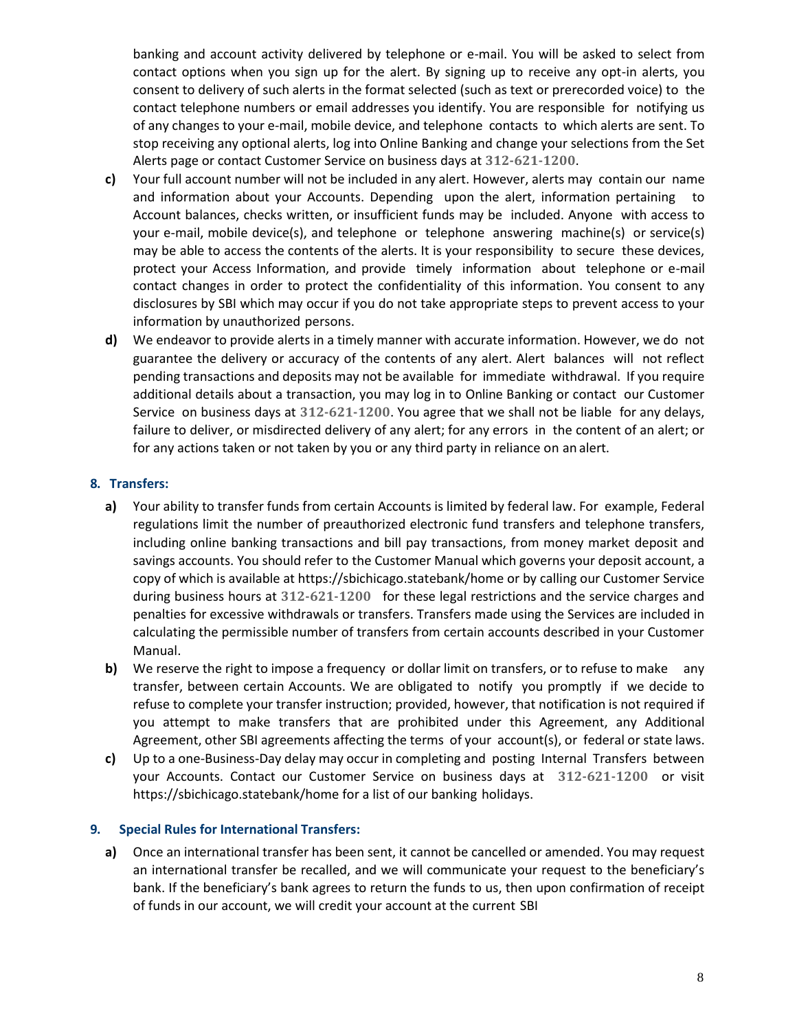banking and account activity delivered by telephone or e-mail. You will be asked to select from contact options when you sign up for the alert. By signing up to receive any opt-in alerts, you consent to delivery of such alerts in the format selected (such as text or prerecorded voice) to the contact telephone numbers or email addresses you identify. You are responsible for notifying us of any changes to your e-mail, mobile device, and telephone contacts to which alerts are sent. To stop receiving any optional alerts, log into Online Banking and change your selections from the Set Alerts page or contact Customer Service on business days at **312-621-1200**.

**c)** Your full account number will not be included in any alert. However, alerts may contain our name and information about your Accounts. Depending upon the alert, information pertaining to Account balances, checks written, or insufficient funds may be included. Anyone with access to your e-mail, mobile device(s), and telephone or telephone answering machine(s) or service(s) may be able to access the contents of the alerts. It is your responsibility to secure these devices, protect your Access Information, and provide timely information about telephone or e-mail contact changes in order to protect the confidentiality of this information. You consent to any disclosures by SBI which may occur if you do not take appropriate steps to prevent access to your information by unauthorized persons.

**d)** We endeavor to provide alerts in a timely manner with accurate information. However, we do not guarantee the delivery or accuracy of the contents of any alert. Alert balances will not reflect pending transactions and deposits may not be available for immediate withdrawal. If you require additional details about a transaction, you may log in to Online Banking or contact our Customer Service on business days at **312-621-1200**. You agree that we shall not be liable for any delays, failure to deliver, or misdirected delivery of any alert; for any errors in the content of an alert; or for any actions taken or not taken by you or any third party in reliance on an alert.

## 8. Transfers:

**a)** Your ability to transfer funds from certain Accounts is limited by federal law. For example, Federal regulations limit the number of preauthorized electronic fund transfers and telephone transfers, including online banking transactions and bill pay transactions, from money market deposit and savings accounts. You should refer to the Customer Manual which governs your deposit account, a copy of which is available at https://sbichicago.statebank/home or by calling our Customer Service during business hours at **312-621-1200** for these legal restrictions and the service charges and penalties for excessive withdrawals or transfers. Transfers made using the Services are included in calculating the permissible number of transfers from certain accounts described in your Customer Manual.

**b)** We reserve the right to impose a frequency or dollar limit on transfers, or to refuse to make any transfer, between certain Accounts. We are obligated to notify you promptly if we decide to refuse to complete your transfer instruction; provided, however, that notification is not required if you attempt to make transfers that are prohibited under this Agreement, any Additional Agreement, other SBI agreements affecting the terms of your account(s), or federal or state laws.

**c)** Up to a one-Business-Day delay may occur in completing and posting Internal Transfers between your Accounts. Contact our Customer Service on business days at **312-621-1200** or visit https://sbichicago.statebank/home for a list of our banking holidays.

## 9. Special Rules for International Transfers:

**a)** Once an international transfer has been sent, it cannot be cancelled or amended. You may request an international transfer be recalled, and we will communicate your request to the beneficiary's bank. If the beneficiary's bank agrees to return the funds to us, then upon confirmation of receipt of funds in our account, we will credit your account at the current SBI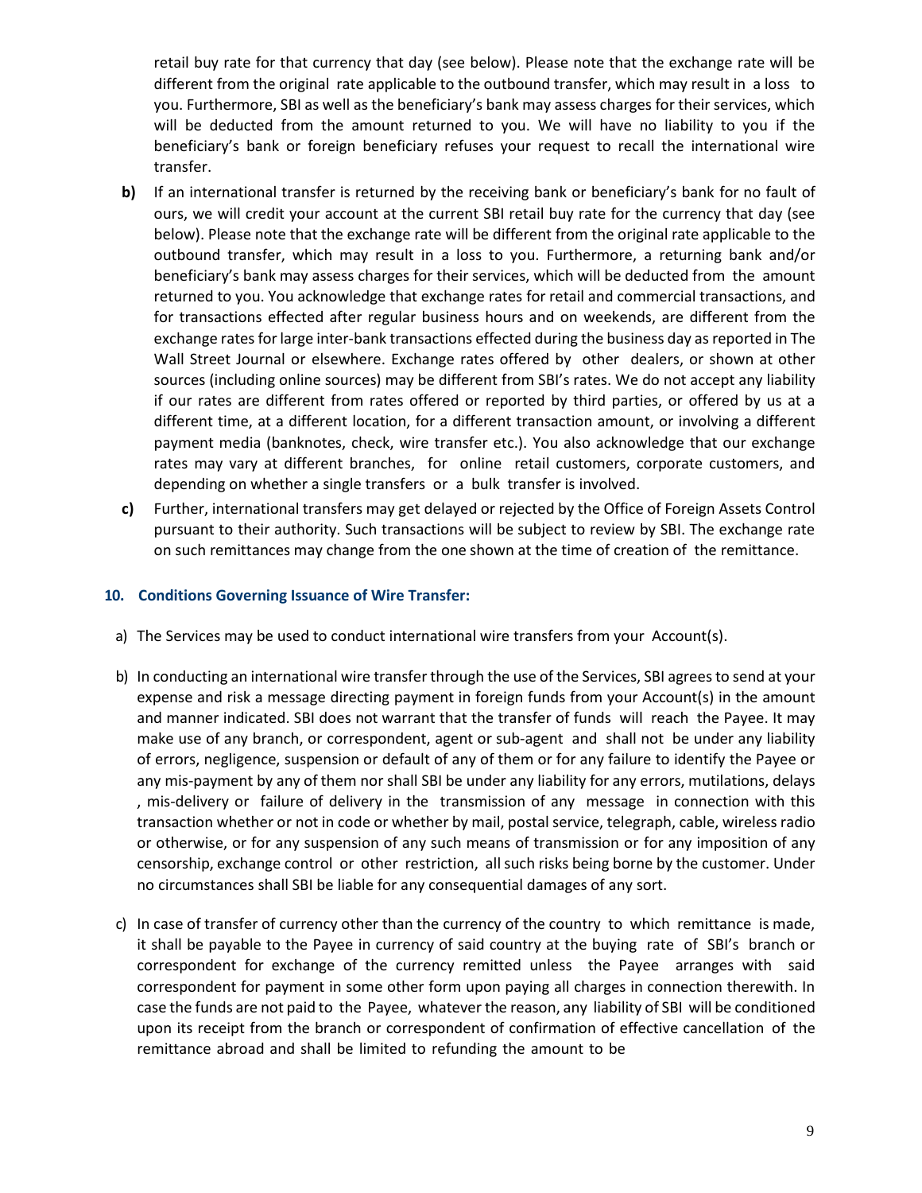retail buy rate for that currency that day (see below). Please note that the exchange rate will be different from the original rate applicable to the outbound transfer, which may result in a loss to you. Furthermore, SBI as well as the beneficiary's bank may assess charges for their services, which will be deducted from the amount returned to you. We will have no liability to you if the beneficiary's bank or foreign beneficiary refuses your request to recall the international wire transfer.

**b)** If an international transfer is returned by the receiving bank or beneficiary's bank for no fault of ours, we will credit your account at the current SBI retail buy rate for the currency that day (see below). Please note that the exchange rate will be different from the original rate applicable to the outbound transfer, which may result in a loss to you. Furthermore, a returning bank and/or beneficiary's bank may assess charges for their services, which will be deducted from the amount returned to you. You acknowledge that exchange rates for retail and commercial transactions, and for transactions effected after regular business hours and on weekends, are different from the exchange rates for large inter-bank transactions effected during the business day as reported in The Wall Street Journal or elsewhere. Exchange rates offered by other dealers, or shown at other sources (including online sources) may be different from SBI's rates. We do not accept any liability if our rates are different from rates offered or reported by third parties, or offered by us at a different time, at a different location, for a different transaction amount, or involving a different payment media (banknotes, check, wire transfer etc.). You also acknowledge that our exchange rates may vary at different branches, for online retail customers, corporate customers, and depending on whether a single transfers or a bulk transfer is involved.

**c)** Further, international transfers may get delayed or rejected by the Office of Foreign Assets Control pursuant to their authority. Such transactions will be subject to review by SBI. The exchange rate on such remittances may change from the one shown at the time of creation of the remittance.

### 10. Conditions Governing Issuance of Wire Transfer:

a) The Services may be used to conduct international wire transfers from your Account(s).

b) In conducting an international wire transfer through the use of the Services, SBI agrees to send at your expense and risk a message directing payment in foreign funds from your Account(s) in the amount and manner indicated. SBI does not warrant that the transfer of funds will reach the Payee. It may make use of any branch, or correspondent, agent or sub-agent and shall not be under any liability of errors, negligence, suspension or default of any of them or for any failure to identify the Payee or any mis-payment by any of them nor shall SBI be under any liability for any errors, mutilations, delays , mis-delivery or failure of delivery in the transmission of any message in connection with this transaction whether or not in code or whether by mail, postal service, telegraph, cable, wireless radio or otherwise, or for any suspension of any such means of transmission or for any imposition of any censorship, exchange control or other restriction, all such risks being borne by the customer. Under no circumstances shall SBI be liable for any consequential damages of any sort.

c) In case of transfer of currency other than the currency of the country to which remittance is made, it shall be payable to the Payee in currency of said country at the buying rate of SBI's branch or correspondent for exchange of the currency remitted unless the Payee arranges with said correspondent for payment in some other form upon paying all charges in connection therewith. In case the funds are not paid to the Payee, whatever the reason, any liability of SBI will be conditioned upon its receipt from the branch or correspondent of confirmation of effective cancellation of the remittance abroad and shall be limited to refunding the amount to be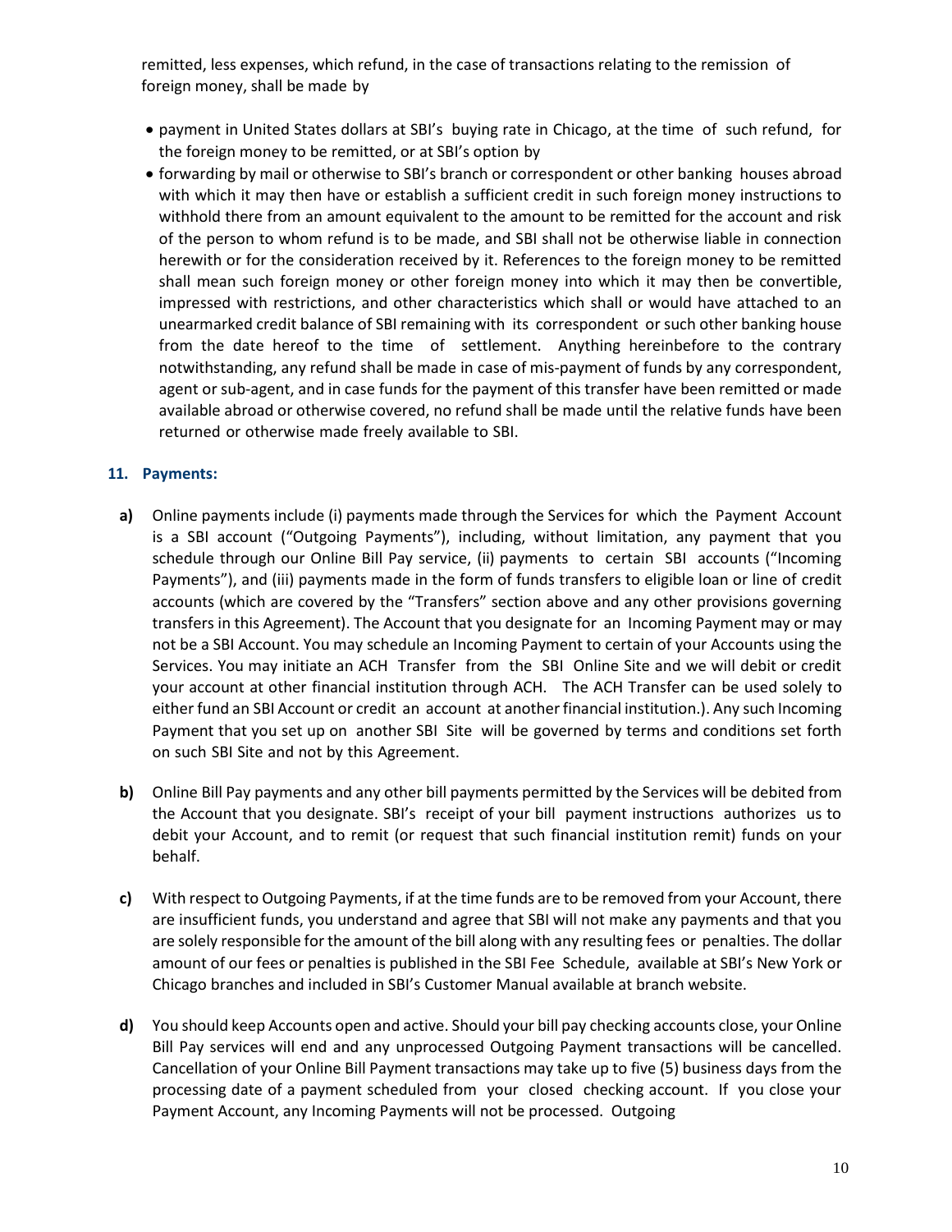remitted, less expenses, which refund, in the case of transactions relating to the remission of foreign money, shall be made by

- payment in United States dollars at SBI's buying rate in Chicago, at the time of such refund, for the foreign money to be remitted, or at SBI's option by
- forwarding by mail or otherwise to SBI's branch or correspondent or other banking houses abroad with which it may then have or establish a sufficient credit in such foreign money instructions to withhold there from an amount equivalent to the amount to be remitted for the account and risk of the person to whom refund is to be made, and SBI shall not be otherwise liable in connection herewith or for the consideration received by it. References to the foreign money to be remitted shall mean such foreign money or other foreign money into which it may then be convertible, impressed with restrictions, and other characteristics which shall or would have attached to an unearmarked credit balance of SBI remaining with its correspondent or such other banking house from the date hereof to the time of settlement. Anything hereinbefore to the contrary notwithstanding, any refund shall be made in case of mis-payment of funds by any correspondent, agent or sub-agent, and in case funds for the payment of this transfer have been remitted or made available abroad or otherwise covered, no refund shall be made until the relative funds have been returned or otherwise made freely available to SBI.

### 11. Payments:

**a)** Online payments include (i) payments made through the Services for which the Payment Account is a SBI account ("Outgoing Payments"), including, without limitation, any payment that you schedule through our Online Bill Pay service, (ii) payments to certain SBI accounts ("Incoming Payments"), and (iii) payments made in the form of funds transfers to eligible loan or line of credit accounts (which are covered by the "Transfers" section above and any other provisions governing transfers in this Agreement). The Account that you designate for an Incoming Payment may or may not be a SBI Account. You may schedule an Incoming Payment to certain of your Accounts using the Services. You may initiate an ACH Transfer from the SBI Online Site and we will debit or credit your account at other financial institution through ACH. The ACH Transfer can be used solely to either fund an SBI Account or credit an account at another financial institution.). Any such Incoming Payment that you set up on another SBI Site will be governed by terms and conditions set forth on such SBI Site and not by this Agreement.

**b)** Online Bill Pay payments and any other bill payments permitted by the Services will be debited from the Account that you designate. SBI's receipt of your bill payment instructions authorizes us to debit your Account, and to remit (or request that such financial institution remit) funds on your behalf.

**c)** With respect to Outgoing Payments, if at the time funds are to be removed from your Account, there are insufficient funds, you understand and agree that SBI will not make any payments and that you are solely responsible for the amount of the bill along with any resulting fees or penalties. The dollar amount of our fees or penalties is published in the SBI Fee Schedule, available at SBI's New York or Chicago branches and included in SBI's Customer Manual available at branch website.

**d)** You should keep Accounts open and active. Should your bill pay checking accounts close, your Online Bill Pay services will end and any unprocessed Outgoing Payment transactions will be cancelled. Cancellation of your Online Bill Payment transactions may take up to five (5) business days from the processing date of a payment scheduled from your closed checking account. If you close your Payment Account, any Incoming Payments will not be processed. Outgoing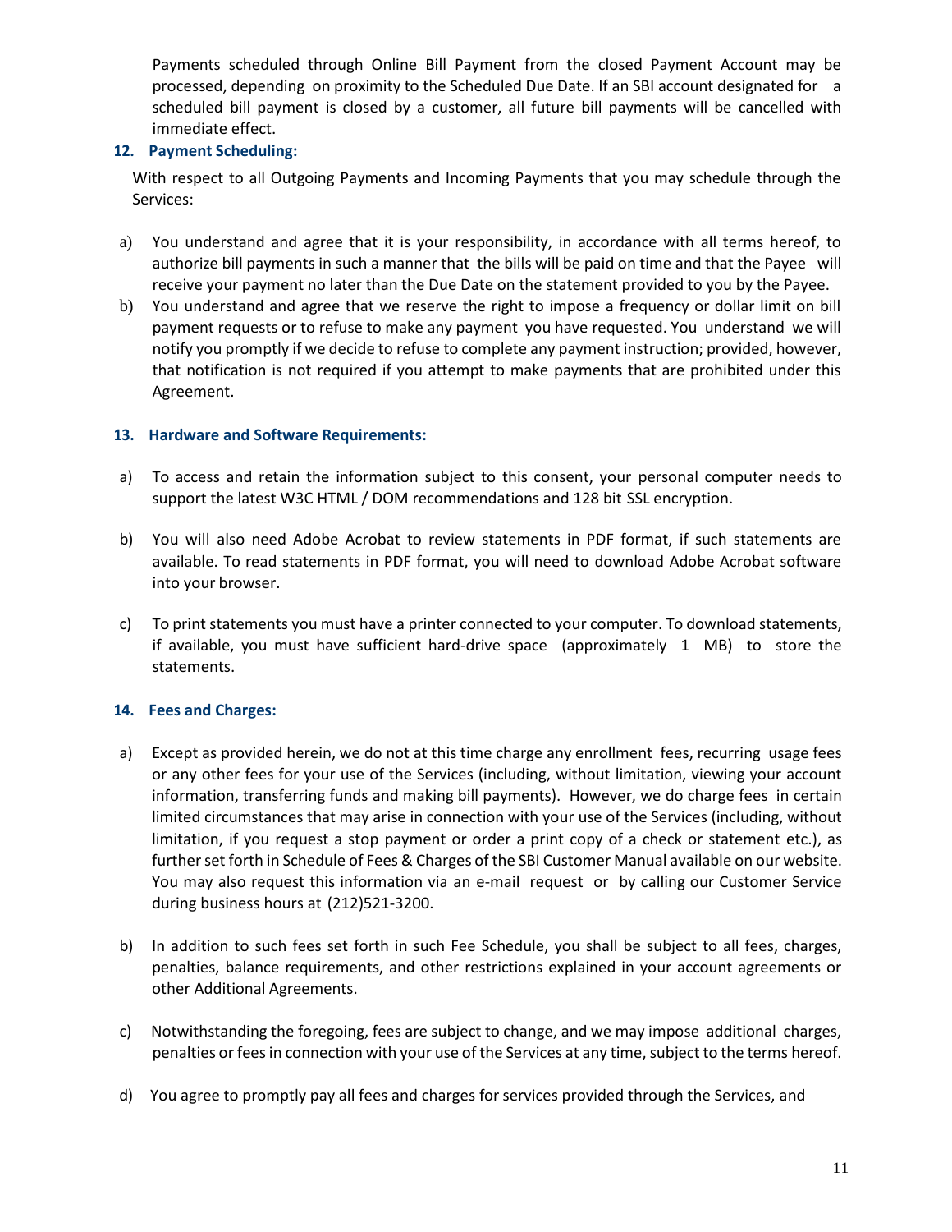Payments scheduled through Online Bill Payment from the closed Payment Account may be processed, depending on proximity to the Scheduled Due Date. If an SBI account designated for a scheduled bill payment is closed by a customer, all future bill payments will be cancelled with immediate effect.

### 12. Payment Scheduling:

With respect to all Outgoing Payments and Incoming Payments that you may schedule through the Services:

a) You understand and agree that it is your responsibility, in accordance with all terms hereof, to authorize bill payments in such a manner that the bills will be paid on time and that the Payee will receive your payment no later than the Due Date on the statement provided to you by the Payee.

b) You understand and agree that we reserve the right to impose a frequency or dollar limit on bill payment requests or to refuse to make any payment you have requested. You understand we will notify you promptly if we decide to refuse to complete any payment instruction; provided, however, that notification is not required if you attempt to make payments that are prohibited under this Agreement.

### 13. Hardware and Software Requirements:

a) To access and retain the information subject to this consent, your personal computer needs to support the latest W3C HTML / DOM recommendations and 128 bit SSL encryption.

b) You will also need Adobe Acrobat to review statements in PDF format, if such statements are available. To read statements in PDF format, you will need to download Adobe Acrobat software into your browser.

c) To print statements you must have a printer connected to your computer. To download statements, if available, you must have sufficient hard-drive space (approximately 1 MB) to store the statements.

### 14. Fees and Charges:

a) Except as provided herein, we do not at this time charge any enrollment fees, recurring usage fees or any other fees for your use of the Services (including, without limitation, viewing your account information, transferring funds and making bill payments). However, we do charge fees in certain limited circumstances that may arise in connection with your use of the Services (including, without limitation, if you request a stop payment or order a print copy of a check or statement etc.), as further set forth in Schedule of Fees & Charges of the SBI Customer Manual available on our website. You may also request this information via an e-mail request or by calling our Customer Service during business hours at (212)521-3200.

b) In addition to such fees set forth in such Fee Schedule, you shall be subject to all fees, charges, penalties, balance requirements, and other restrictions explained in your account agreements or other Additional Agreements.

c) Notwithstanding the foregoing, fees are subject to change, and we may impose additional charges, penalties or fees in connection with your use of the Services at any time, subject to the terms hereof.

d) You agree to promptly pay all fees and charges for services provided through the Services, and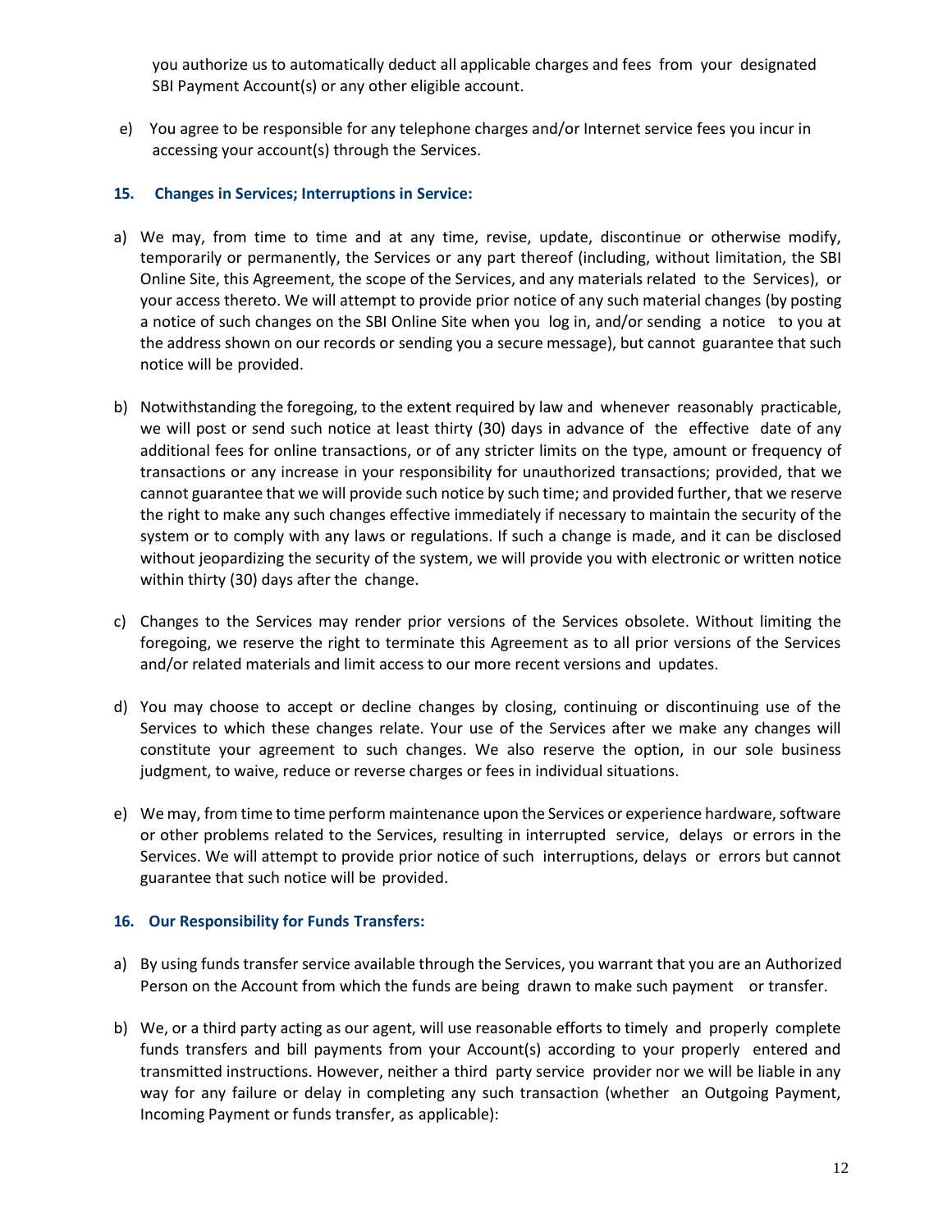you authorize us to automatically deduct all applicable charges and fees from your designated SBI Payment Account(s) or any other eligible account.

e) You agree to be responsible for any telephone charges and/or Internet service fees you incur in accessing your account(s) through the Services.

### 15. Changes in Services; Interruptions in Service:

a) We may, from time to time and at any time, revise, update, discontinue or otherwise modify, temporarily or permanently, the Services or any part thereof (including, without limitation, the SBI Online Site, this Agreement, the scope of the Services, and any materials related to the Services), or your access thereto. We will attempt to provide prior notice of any such material changes (by posting a notice of such changes on the SBI Online Site when you log in, and/or sending a notice to you at the address shown on our records or sending you a secure message), but cannot guarantee that such notice will be provided.

b) Notwithstanding the foregoing, to the extent required by law and whenever reasonably practicable, we will post or send such notice at least thirty (30) days in advance of the effective date of any additional fees for online transactions, or of any stricter limits on the type, amount or frequency of transactions or any increase in your responsibility for unauthorized transactions; provided, that we cannot guarantee that we will provide such notice by such time; and provided further, that we reserve the right to make any such changes effective immediately if necessary to maintain the security of the system or to comply with any laws or regulations. If such a change is made, and it can be disclosed without jeopardizing the security of the system, we will provide you with electronic or written notice within thirty (30) days after the change.

c) Changes to the Services may render prior versions of the Services obsolete. Without limiting the foregoing, we reserve the right to terminate this Agreement as to all prior versions of the Services and/or related materials and limit access to our more recent versions and updates.

d) You may choose to accept or decline changes by closing, continuing or discontinuing use of the Services to which these changes relate. Your use of the Services after we make any changes will constitute your agreement to such changes. We also reserve the option, in our sole business judgment, to waive, reduce or reverse charges or fees in individual situations.

e) We may, from time to time perform maintenance upon the Services or experience hardware, software or other problems related to the Services, resulting in interrupted service, delays or errors in the Services. We will attempt to provide prior notice of such interruptions, delays or errors but cannot guarantee that such notice will be provided.

### 16. Our Responsibility for Funds Transfers:

a) By using funds transfer service available through the Services, you warrant that you are an Authorized Person on the Account from which the funds are being drawn to make such payment or transfer.

b) We, or a third party acting as our agent, will use reasonable efforts to timely and properly complete funds transfers and bill payments from your Account(s) according to your properly entered and transmitted instructions. However, neither a third party service provider nor we will be liable in any way for any failure or delay in completing any such transaction (whether an Outgoing Payment, Incoming Payment or funds transfer, as applicable):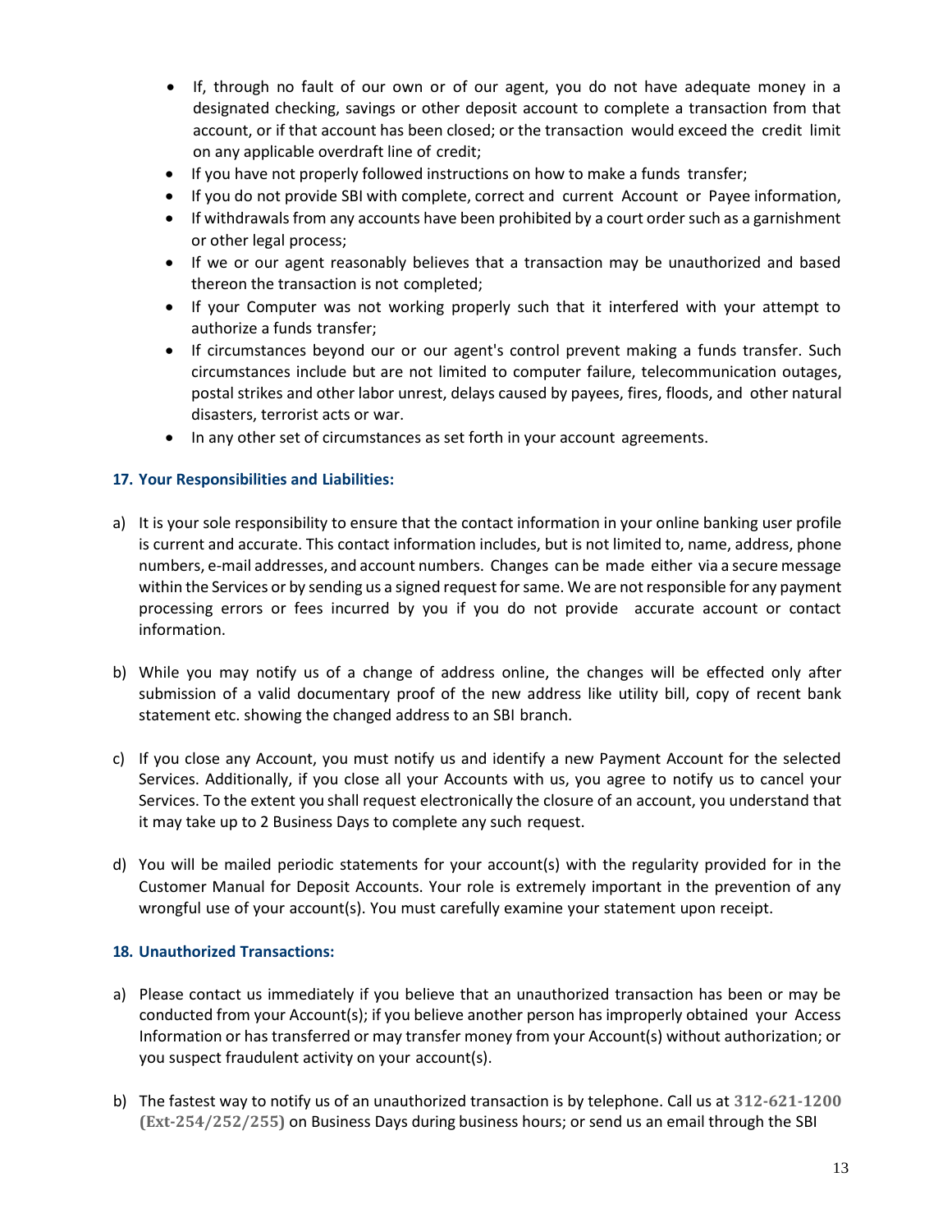- If, through no fault of our own or of our agent, you do not have adequate money in a designated checking, savings or other deposit account to complete a transaction from that account, or if that account has been closed; or the transaction would exceed the credit limit on any applicable overdraft line of credit;
- If you have not properly followed instructions on how to make a funds transfer;
- If you do not provide SBI with complete, correct and current Account or Payee information,
- If withdrawals from any accounts have been prohibited by a court order such as a garnishment or other legal process;
- If we or our agent reasonably believes that a transaction may be unauthorized and based thereon the transaction is not completed;
- If your Computer was not working properly such that it interfered with your attempt to authorize a funds transfer;
- If circumstances beyond our or our agent's control prevent making a funds transfer. Such circumstances include but are not limited to computer failure, telecommunication outages, postal strikes and other labor unrest, delays caused by payees, fires, floods, and other natural disasters, terrorist acts or war.
- In any other set of circumstances as set forth in your account agreements.

### 17. Your Responsibilities and Liabilities:

a) It is your sole responsibility to ensure that the contact information in your online banking user profile is current and accurate. This contact information includes, but is not limited to, name, address, phone numbers, e-mail addresses, and account numbers. Changes can be made either via a secure message within the Services or by sending us a signed request for same. We are not responsible for any payment processing errors or fees incurred by you if you do not provide accurate account or contact information.

b) While you may notify us of a change of address online, the changes will be effected only after submission of a valid documentary proof of the new address like utility bill, copy of recent bank statement etc. showing the changed address to an SBI branch.

c) If you close any Account, you must notify us and identify a new Payment Account for the selected Services. Additionally, if you close all your Accounts with us, you agree to notify us to cancel your Services. To the extent you shall request electronically the closure of an account, you understand that it may take up to 2 Business Days to complete any such request.

d) You will be mailed periodic statements for your account(s) with the regularity provided for in the Customer Manual for Deposit Accounts. Your role is extremely important in the prevention of any wrongful use of your account(s). You must carefully examine your statement upon receipt.

### 18. Unauthorized Transactions:

a) Please contact us immediately if you believe that an unauthorized transaction has been or may be conducted from your Account(s); if you believe another person has improperly obtained your Access Information or has transferred or may transfer money from your Account(s) without authorization; or you suspect fraudulent activity on your account(s).

b) The fastest way to notify us of an unauthorized transaction is by telephone. Call us at **312-621-1200 (Ext-254/252/255)** on Business Days during business hours; or send us an email through the SBI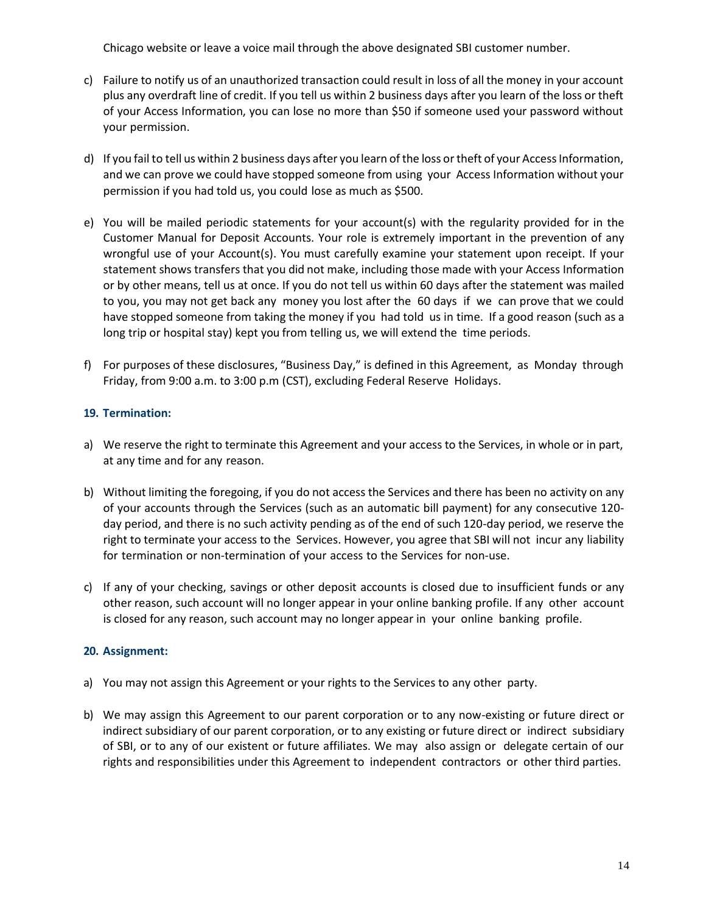Chicago website or leave a voice mail through the above designated SBI customer number.

c) Failure to notify us of an unauthorized transaction could result in loss of all the money in your account plus any overdraft line of credit. If you tell us within 2 business days after you learn of the loss or theft of your Access Information, you can lose no more than $50 if someone used your password without your permission.

d) If you fail to tell us within 2 business days after you learn of the loss or theft of your Access Information, and we can prove we could have stopped someone from using your Access Information without your permission if you had told us, you could lose as much as $500.

e) You will be mailed periodic statements for your account(s) with the regularity provided for in the Customer Manual for Deposit Accounts. Your role is extremely important in the prevention of any wrongful use of your Account(s). You must carefully examine your statement upon receipt. If your statement shows transfers that you did not make, including those made with your Access Information or by other means, tell us at once. If you do not tell us within 60 days after the statement was mailed to you, you may not get back any money you lost after the 60 days if we can prove that we could have stopped someone from taking the money if you had told us in time. If a good reason (such as a long trip or hospital stay) kept you from telling us, we will extend the time periods.

f) For purposes of these disclosures, "Business Day," is defined in this Agreement, as Monday through Friday, from 9:00 a.m. to 3:00 p.m (CST), excluding Federal Reserve Holidays.

### 19. Termination:

a) We reserve the right to terminate this Agreement and your access to the Services, in whole or in part, at any time and for any reason.

b) Without limiting the foregoing, if you do not access the Services and there has been no activity on any of your accounts through the Services (such as an automatic bill payment) for any consecutive 120-day period, and there is no such activity pending as of the end of such 120-day period, we reserve the right to terminate your access to the Services. However, you agree that SBI will not incur any liability for termination or non-termination of your access to the Services for non-use.

c) If any of your checking, savings or other deposit accounts is closed due to insufficient funds or any other reason, such account will no longer appear in your online banking profile. If any other account is closed for any reason, such account may no longer appear in your online banking profile.

### 20. Assignment:

a) You may not assign this Agreement or your rights to the Services to any other party.

b) We may assign this Agreement to our parent corporation or to any now-existing or future direct or indirect subsidiary of our parent corporation, or to any existing or future direct or indirect subsidiary of SBI, or to any of our existent or future affiliates. We may also assign or delegate certain of our rights and responsibilities under this Agreement to independent contractors or other third parties.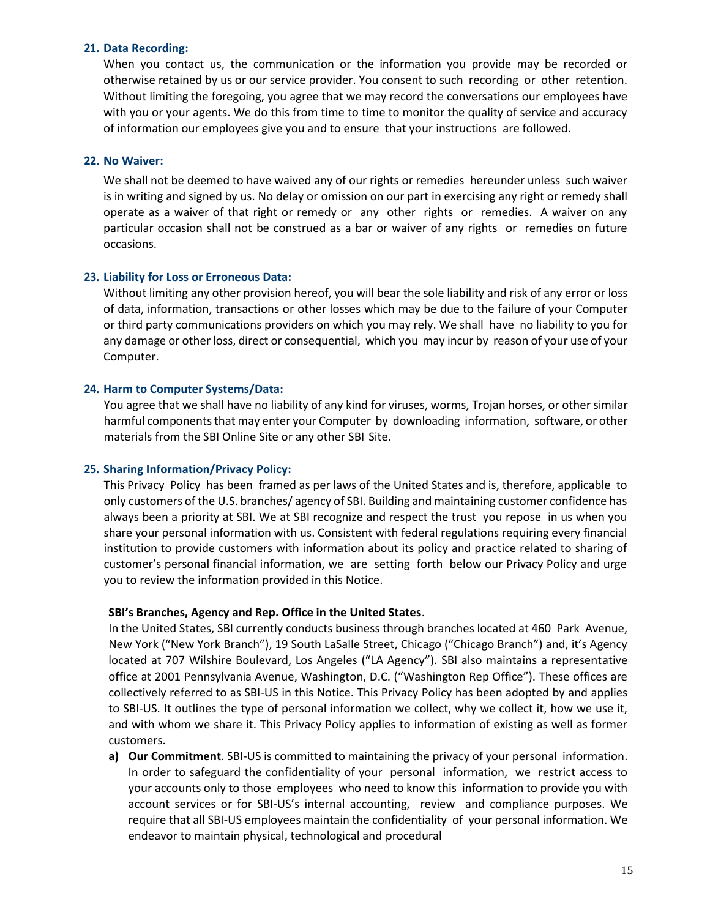**21. Data Recording:**

When you contact us, the communication or the information you provide may be recorded or otherwise retained by us or our service provider. You consent to such recording or other retention. Without limiting the foregoing, you agree that we may record the conversations our employees have with you or your agents. We do this from time to time to monitor the quality of service and accuracy of information our employees give you and to ensure that your instructions are followed.

**22. No Waiver:**

We shall not be deemed to have waived any of our rights or remedies hereunder unless such waiver is in writing and signed by us. No delay or omission on our part in exercising any right or remedy shall operate as a waiver of that right or remedy or any other rights or remedies. A waiver on any particular occasion shall not be construed as a bar or waiver of any rights or remedies on future occasions.

**23. Liability for Loss or Erroneous Data:**

Without limiting any other provision hereof, you will bear the sole liability and risk of any error or loss of data, information, transactions or other losses which may be due to the failure of your Computer or third party communications providers on which you may rely. We shall have no liability to you for any damage or other loss, direct or consequential, which you may incur by reason of your use of your Computer.

**24. Harm to Computer Systems/Data:**

You agree that we shall have no liability of any kind for viruses, worms, Trojan horses, or other similar harmful components that may enter your Computer by downloading information, software, or other materials from the SBI Online Site or any other SBI Site.

**25. Sharing Information/Privacy Policy:**

This Privacy Policy has been framed as per laws of the United States and is, therefore, applicable to only customers of the U.S. branches/ agency of SBI. Building and maintaining customer confidence has always been a priority at SBI. We at SBI recognize and respect the trust you repose in us when you share your personal information with us. Consistent with federal regulations requiring every financial institution to provide customers with information about its policy and practice related to sharing of customer's personal financial information, we are setting forth below our Privacy Policy and urge you to review the information provided in this Notice.

**SBI's Branches, Agency and Rep. Office in the United States**.

In the United States, SBI currently conducts business through branches located at 460 Park Avenue, New York ("New York Branch"), 19 South LaSalle Street, Chicago ("Chicago Branch") and, it's Agency located at 707 Wilshire Boulevard, Los Angeles ("LA Agency"). SBI also maintains a representative office at 2001 Pennsylvania Avenue, Washington, D.C. ("Washington Rep Office"). These offices are collectively referred to as SBI-US in this Notice. This Privacy Policy has been adopted by and applies to SBI-US. It outlines the type of personal information we collect, why we collect it, how we use it, and with whom we share it. This Privacy Policy applies to information of existing as well as former customers.

a) **Our Commitment**. SBI-US is committed to maintaining the privacy of your personal information. In order to safeguard the confidentiality of your personal information, we restrict access to your accounts only to those employees who need to know this information to provide you with account services or for SBI-US's internal accounting, review and compliance purposes. We require that all SBI-US employees maintain the confidentiality of your personal information. We endeavor to maintain physical, technological and procedural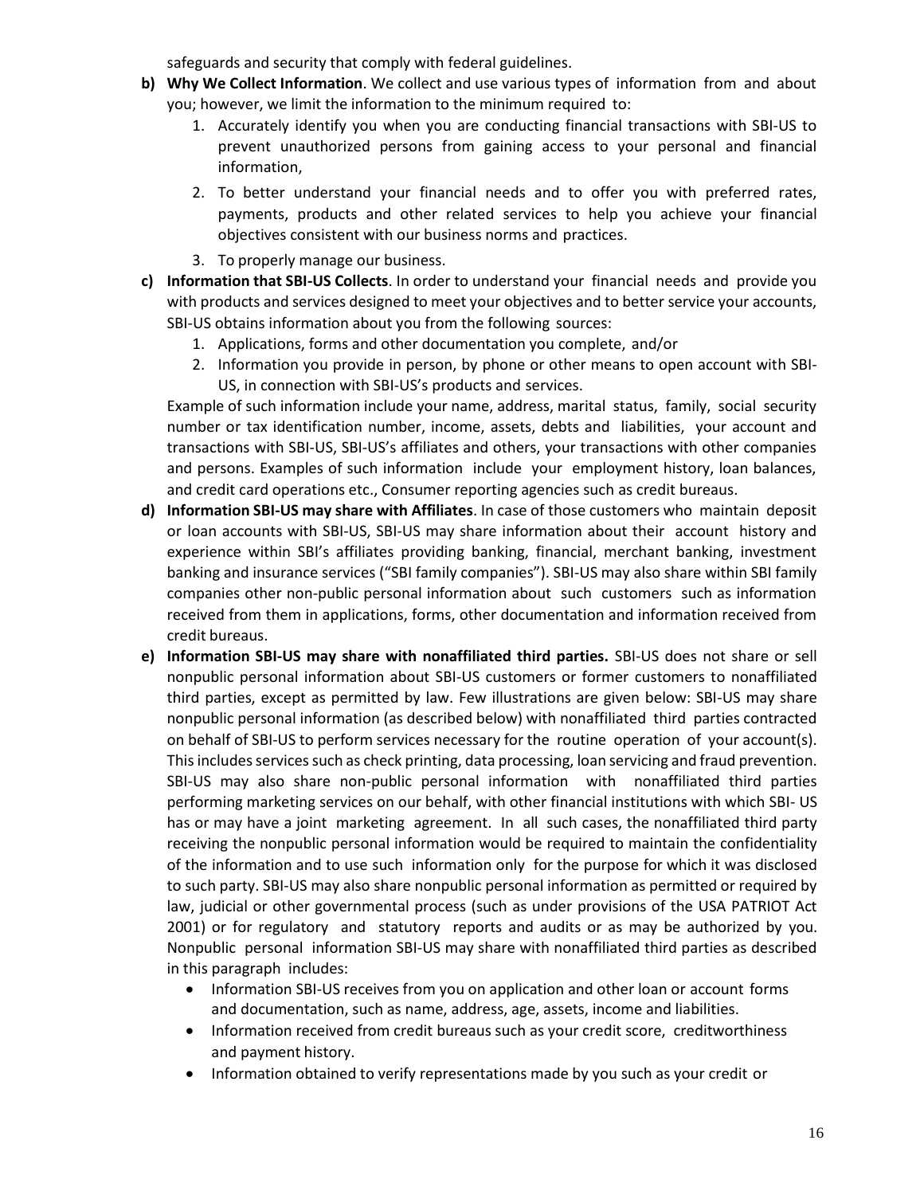safeguards and security that comply with federal guidelines.

**b) Why We Collect Information**. We collect and use various types of information from and about you; however, we limit the information to the minimum required to:

1. Accurately identify you when you are conducting financial transactions with SBI-US to prevent unauthorized persons from gaining access to your personal and financial information,
2. To better understand your financial needs and to offer you with preferred rates, payments, products and other related services to help you achieve your financial objectives consistent with our business norms and practices.
3. To properly manage our business.

**c) Information that SBI-US Collects**. In order to understand your financial needs and provide you with products and services designed to meet your objectives and to better service your accounts, SBI-US obtains information about you from the following sources:

1. Applications, forms and other documentation you complete, and/or
2. Information you provide in person, by phone or other means to open account with SBI-US, in connection with SBI-US's products and services.

Example of such information include your name, address, marital status, family, social security number or tax identification number, income, assets, debts and liabilities, your account and transactions with SBI-US, SBI-US's affiliates and others, your transactions with other companies and persons. Examples of such information include your employment history, loan balances, and credit card operations etc., Consumer reporting agencies such as credit bureaus.

**d) Information SBI-US may share with Affiliates**. In case of those customers who maintain deposit or loan accounts with SBI-US, SBI-US may share information about their account history and experience within SBI's affiliates providing banking, financial, merchant banking, investment banking and insurance services ("SBI family companies"). SBI-US may also share within SBI family companies other non-public personal information about such customers such as information received from them in applications, forms, other documentation and information received from credit bureaus.

**e) Information SBI-US may share with nonaffiliated third parties.** SBI-US does not share or sell nonpublic personal information about SBI-US customers or former customers to nonaffiliated third parties, except as permitted by law. Few illustrations are given below: SBI-US may share nonpublic personal information (as described below) with nonaffiliated third parties contracted on behalf of SBI-US to perform services necessary for the routine operation of your account(s). This includes services such as check printing, data processing, loan servicing and fraud prevention. SBI-US may also share non-public personal information with nonaffiliated third parties performing marketing services on our behalf, with other financial institutions with which SBI- US has or may have a joint marketing agreement. In all such cases, the nonaffiliated third party receiving the nonpublic personal information would be required to maintain the confidentiality of the information and to use such information only for the purpose for which it was disclosed to such party. SBI-US may also share nonpublic personal information as permitted or required by law, judicial or other governmental process (such as under provisions of the USA PATRIOT Act 2001) or for regulatory and statutory reports and audits or as may be authorized by you. Nonpublic personal information SBI-US may share with nonaffiliated third parties as described in this paragraph includes:

- Information SBI-US receives from you on application and other loan or account forms and documentation, such as name, address, age, assets, income and liabilities.
- Information received from credit bureaus such as your credit score, creditworthiness and payment history.
- Information obtained to verify representations made by you such as your credit or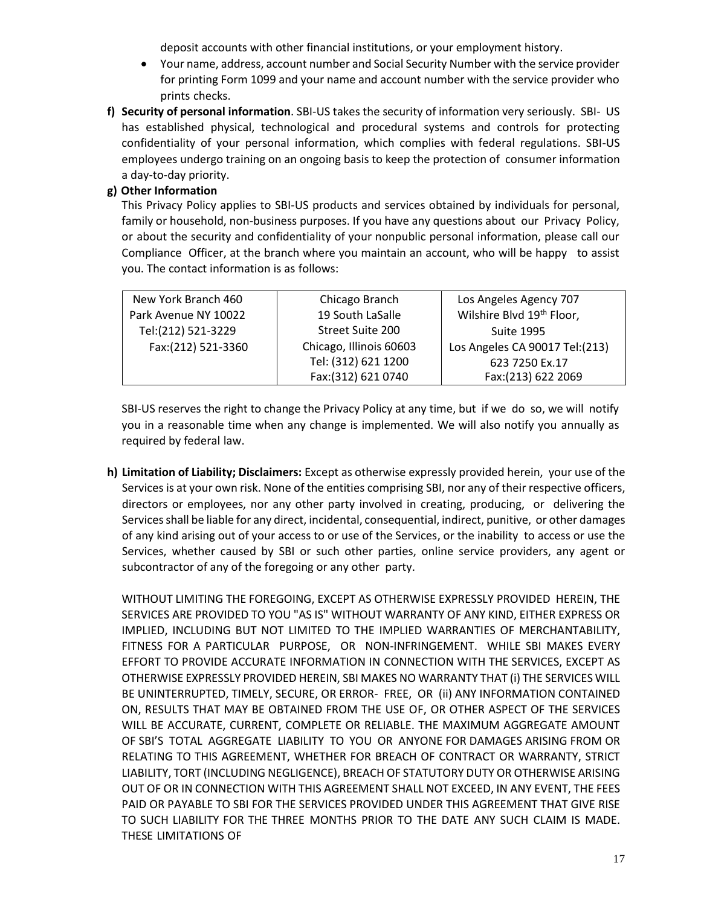deposit accounts with other financial institutions, or your employment history.

- Your name, address, account number and Social Security Number with the service provider for printing Form 1099 and your name and account number with the service provider who prints checks.

**f) Security of personal information**. SBI-US takes the security of information very seriously. SBI- US has established physical, technological and procedural systems and controls for protecting confidentiality of your personal information, which complies with federal regulations. SBI-US employees undergo training on an ongoing basis to keep the protection of consumer information a day-to-day priority.

**g) Other Information**

This Privacy Policy applies to SBI-US products and services obtained by individuals for personal, family or household, non-business purposes. If you have any questions about our Privacy Policy, or about the security and confidentiality of your nonpublic personal information, please call our Compliance Officer, at the branch where you maintain an account, who will be happy to assist you. The contact information is as follows:

| New York Branch 460 Park Avenue NY 10022 Tel:(212) 521-3229 Fax:(212) 521-3360 | Chicago Branch 19 South LaSalle Street Suite 200 Chicago, Illinois 60603 Tel: (312) 621 1200 Fax:(312) 621 0740 | Los Angeles Agency 707 Wilshire Blvd 19th Floor, Suite 1995 Los Angeles CA 90017 Tel:(213) 623 7250 Ex.17 Fax:(213) 622 2069 |
|---|---|---|

SBI-US reserves the right to change the Privacy Policy at any time, but if we do so, we will notify you in a reasonable time when any change is implemented. We will also notify you annually as required by federal law.

**h) Limitation of Liability; Disclaimers:** Except as otherwise expressly provided herein, your use of the Services is at your own risk. None of the entities comprising SBI, nor any of their respective officers, directors or employees, nor any other party involved in creating, producing, or delivering the Services shall be liable for any direct, incidental, consequential, indirect, punitive, or other damages of any kind arising out of your access to or use of the Services, or the inability to access or use the Services, whether caused by SBI or such other parties, online service providers, any agent or subcontractor of any of the foregoing or any other party.

WITHOUT LIMITING THE FOREGOING, EXCEPT AS OTHERWISE EXPRESSLY PROVIDED HEREIN, THE SERVICES ARE PROVIDED TO YOU "AS IS" WITHOUT WARRANTY OF ANY KIND, EITHER EXPRESS OR IMPLIED, INCLUDING BUT NOT LIMITED TO THE IMPLIED WARRANTIES OF MERCHANTABILITY, FITNESS FOR A PARTICULAR PURPOSE, OR NON-INFRINGEMENT. WHILE SBI MAKES EVERY EFFORT TO PROVIDE ACCURATE INFORMATION IN CONNECTION WITH THE SERVICES, EXCEPT AS OTHERWISE EXPRESSLY PROVIDED HEREIN, SBI MAKES NO WARRANTY THAT (i) THE SERVICES WILL BE UNINTERRUPTED, TIMELY, SECURE, OR ERROR- FREE, OR (ii) ANY INFORMATION CONTAINED ON, RESULTS THAT MAY BE OBTAINED FROM THE USE OF, OR OTHER ASPECT OF THE SERVICES WILL BE ACCURATE, CURRENT, COMPLETE OR RELIABLE. THE MAXIMUM AGGREGATE AMOUNT OF SBI'S TOTAL AGGREGATE LIABILITY TO YOU OR ANYONE FOR DAMAGES ARISING FROM OR RELATING TO THIS AGREEMENT, WHETHER FOR BREACH OF CONTRACT OR WARRANTY, STRICT LIABILITY, TORT (INCLUDING NEGLIGENCE), BREACH OF STATUTORY DUTY OR OTHERWISE ARISING OUT OF OR IN CONNECTION WITH THIS AGREEMENT SHALL NOT EXCEED, IN ANY EVENT, THE FEES PAID OR PAYABLE TO SBI FOR THE SERVICES PROVIDED UNDER THIS AGREEMENT THAT GIVE RISE TO SUCH LIABILITY FOR THE THREE MONTHS PRIOR TO THE DATE ANY SUCH CLAIM IS MADE. THESE LIMITATIONS OF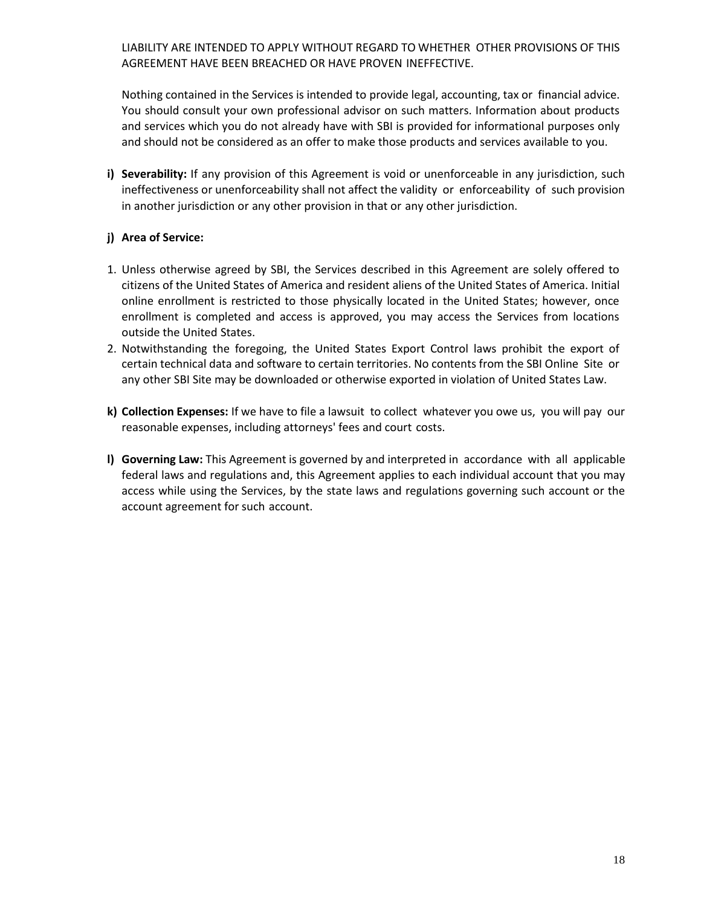LIABILITY ARE INTENDED TO APPLY WITHOUT REGARD TO WHETHER OTHER PROVISIONS OF THIS AGREEMENT HAVE BEEN BREACHED OR HAVE PROVEN INEFFECTIVE.

Nothing contained in the Services is intended to provide legal, accounting, tax or financial advice. You should consult your own professional advisor on such matters. Information about products and services which you do not already have with SBI is provided for informational purposes only and should not be considered as an offer to make those products and services available to you.

**i) Severability:** If any provision of this Agreement is void or unenforceable in any jurisdiction, such ineffectiveness or unenforceability shall not affect the validity or enforceability of such provision in another jurisdiction or any other provision in that or any other jurisdiction.

**j) Area of Service:**

1. Unless otherwise agreed by SBI, the Services described in this Agreement are solely offered to citizens of the United States of America and resident aliens of the United States of America. Initial online enrollment is restricted to those physically located in the United States; however, once enrollment is completed and access is approved, you may access the Services from locations outside the United States.
2. Notwithstanding the foregoing, the United States Export Control laws prohibit the export of certain technical data and software to certain territories. No contents from the SBI Online Site or any other SBI Site may be downloaded or otherwise exported in violation of United States Law.

**k) Collection Expenses:** If we have to file a lawsuit to collect whatever you owe us, you will pay our reasonable expenses, including attorneys' fees and court costs.

**l) Governing Law:** This Agreement is governed by and interpreted in accordance with all applicable federal laws and regulations and, this Agreement applies to each individual account that you may access while using the Services, by the state laws and regulations governing such account or the account agreement for such account.